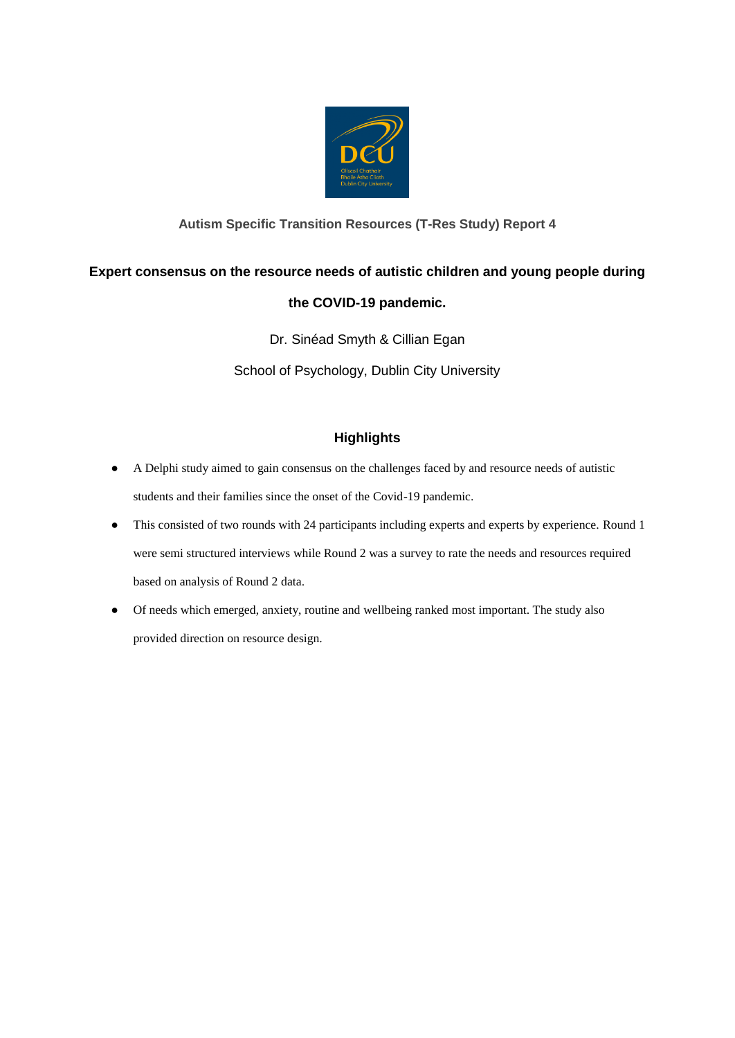Autism Specific Transition Resources (T-Res Study) Report 4

# Expert consensus on the resource needs of autistic children and young people during the COVID-19 pandemic.

Dr. Sinéad Smyth & Cillian Egan

School of Psychology, Dublin City University

## Highlights

- A Delphi study aimed to gain consensus on the challenges faced by and resource needs of autistic students and their families since the onset of the Covid-19 pandemic.
- This consisted of two rounds with 24 participants including experts and experts by experience. Round 1 were semi structured interviews while Round 2 was a survey to rate the needs and resources required based on analysis of Round 2 data.
- Of needs which emerged, anxiety, routine and wellbeing ranked most important. The study also provided direction on resource design.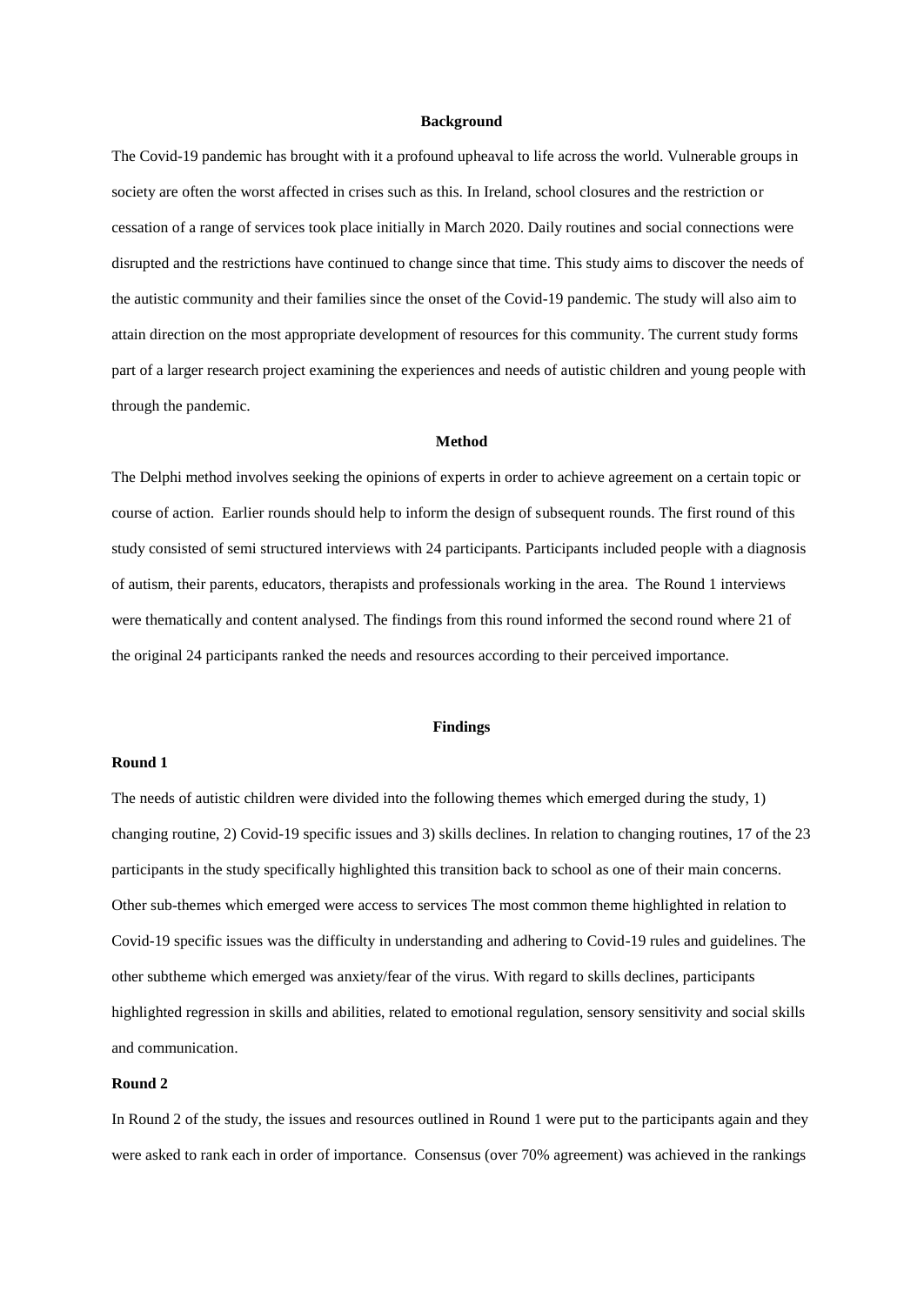## Background

The Covid-19 pandemic has brought with it a profound upheaval to life across the world. Vulnerable groups in society are often the worst affected in crises such as this. In Ireland, school closures and the restriction or cessation of a range of services took place initially in March 2020. Daily routines and social connections were disrupted and the restrictions have continued to change since that time. This study aims to discover the needs of the autistic community and their families since the onset of the Covid-19 pandemic. The study will also aim to attain direction on the most appropriate development of resources for this community. The current study forms part of a larger research project examining the experiences and needs of autistic children and young people with through the pandemic.

## Method

The Delphi method involves seeking the opinions of experts in order to achieve agreement on a certain topic or course of action. Earlier rounds should help to inform the design of subsequent rounds. The first round of this study consisted of semi structured interviews with 24 participants. Participants included people with a diagnosis of autism, their parents, educators, therapists and professionals working in the area. The Round 1 interviews were thematically and content analysed. The findings from this round informed the second round where 21 of the original 24 participants ranked the needs and resources according to their perceived importance.

## Findings

### Round 1

The needs of autistic children were divided into the following themes which emerged during the study, 1) changing routine, 2) Covid-19 specific issues and 3) skills declines. In relation to changing routines, 17 of the 23 participants in the study specifically highlighted this transition back to school as one of their main concerns. Other sub-themes which emerged were access to services The most common theme highlighted in relation to Covid-19 specific issues was the difficulty in understanding and adhering to Covid-19 rules and guidelines. The other subtheme which emerged was anxiety/fear of the virus. With regard to skills declines, participants highlighted regression in skills and abilities, related to emotional regulation, sensory sensitivity and social skills and communication.

### Round 2

In Round 2 of the study, the issues and resources outlined in Round 1 were put to the participants again and they were asked to rank each in order of importance. Consensus (over 70% agreement) was achieved in the rankings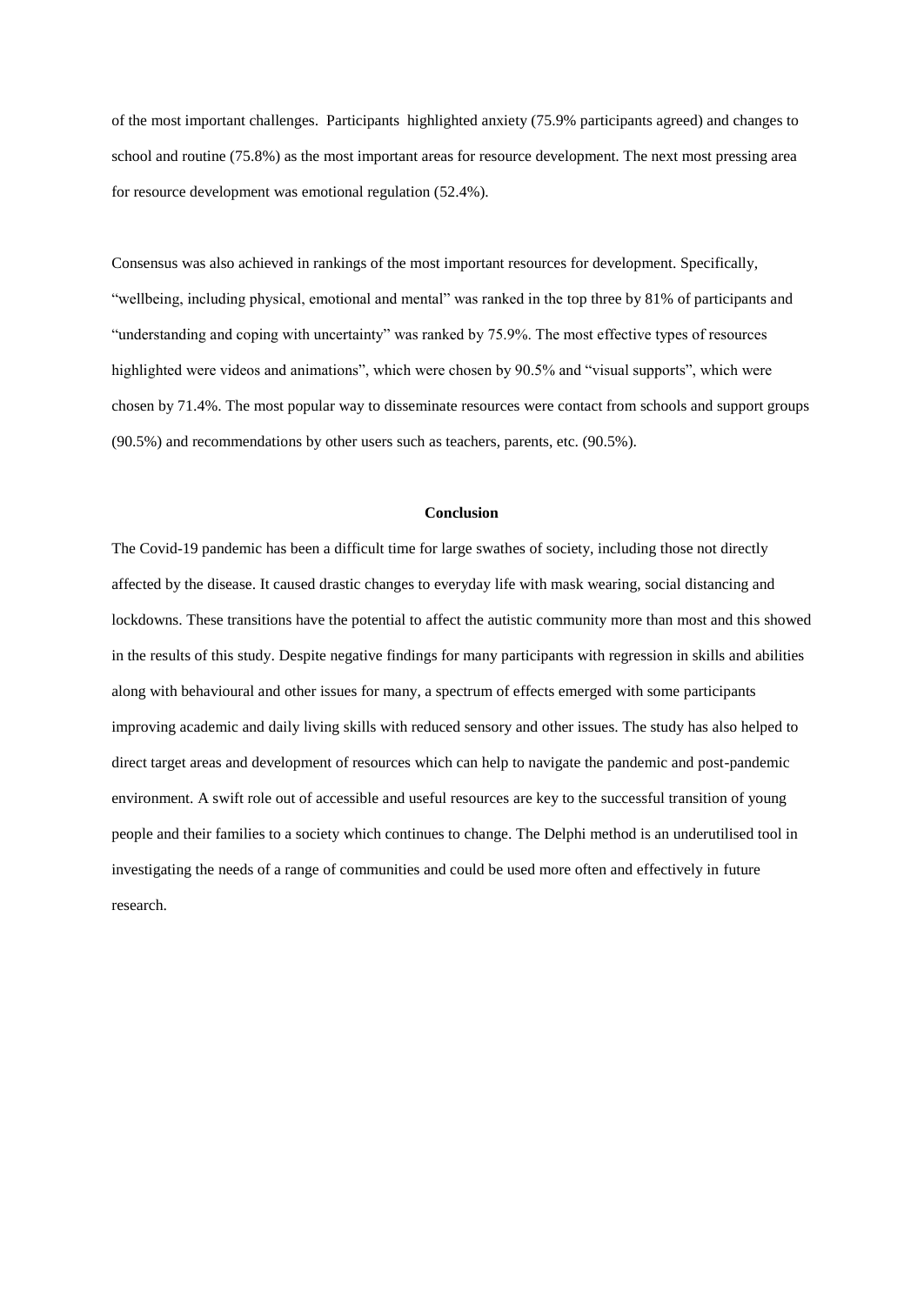of the most important challenges. Participants highlighted anxiety (75.9% participants agreed) and changes to school and routine (75.8%) as the most important areas for resource development. The next most pressing area for resource development was emotional regulation (52.4%).

Consensus was also achieved in rankings of the most important resources for development. Specifically, "wellbeing, including physical, emotional and mental" was ranked in the top three by 81% of participants and "understanding and coping with uncertainty" was ranked by 75.9%. The most effective types of resources highlighted were videos and animations", which were chosen by 90.5% and "visual supports", which were chosen by 71.4%. The most popular way to disseminate resources were contact from schools and support groups (90.5%) and recommendations by other users such as teachers, parents, etc. (90.5%).

## Conclusion

The Covid-19 pandemic has been a difficult time for large swathes of society, including those not directly affected by the disease. It caused drastic changes to everyday life with mask wearing, social distancing and lockdowns. These transitions have the potential to affect the autistic community more than most and this showed in the results of this study. Despite negative findings for many participants with regression in skills and abilities along with behavioural and other issues for many, a spectrum of effects emerged with some participants improving academic and daily living skills with reduced sensory and other issues. The study has also helped to direct target areas and development of resources which can help to navigate the pandemic and post-pandemic environment. A swift role out of accessible and useful resources are key to the successful transition of young people and their families to a society which continues to change. The Delphi method is an underutilised tool in investigating the needs of a range of communities and could be used more often and effectively in future research.